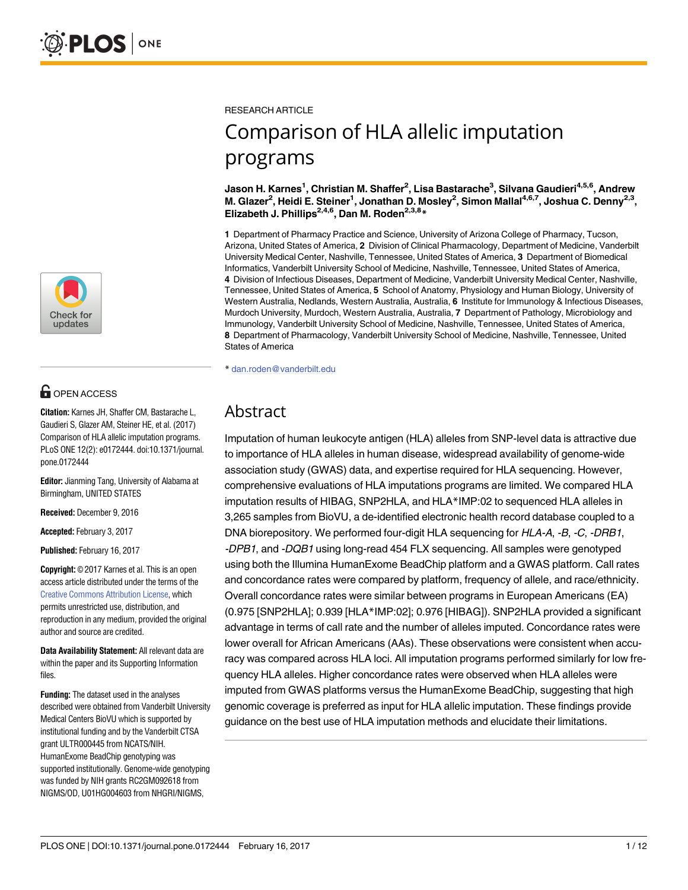RESEARCH ARTICLE

# Comparison of HLA allelic imputation programs

**Jason H. Karnes[1], Christian M. Shaffer[2], Lisa Bastarache[3], Silvana Gaudieri[4,5,6], Andrew M. Glazer[2], Heidi E. Steiner[1], Jonathan D. Mosley[2], Simon Mallal[4,6,7], Joshua C. Denny[2,3], Elizabeth J. Phillips[2,4,6], Dan M. Roden[2,3,8]***

**1** Department of Pharmacy Practice and Science, University of Arizona College of Pharmacy, Tucson, Arizona, United States of America, **2** Division of Clinical Pharmacology, Department of Medicine, Vanderbilt University Medical Center, Nashville, Tennessee, United States of America, **3** Department of Biomedical Informatics, Vanderbilt University School of Medicine, Nashville, Tennessee, United States of America, **4** Division of Infectious Diseases, Department of Medicine, Vanderbilt University Medical Center, Nashville, Tennessee, United States of America, **5** School of Anatomy, Physiology and Human Biology, University of Western Australia, Nedlands, Western Australia, Australia, **6** Institute for Immunology & Infectious Diseases, Murdoch University, Murdoch, Western Australia, Australia, **7** Department of Pathology, Microbiology and Immunology, Vanderbilt University School of Medicine, Nashville, Tennessee, United States of America, **8** Department of Pharmacology, Vanderbilt University School of Medicine, Nashville, Tennessee, United States of America

* dan.roden@vanderbilt.edu

OPEN ACCESS

**Citation:** Karnes JH, Shaffer CM, Bastarache L, Gaudieri S, Glazer AM, Steiner HE, et al. (2017) Comparison of HLA allelic imputation programs. PLoS ONE 12(2): e0172444. doi:10.1371/journal.pone.0172444

**Editor:** Jianming Tang, University of Alabama at Birmingham, UNITED STATES

**Received:** December 9, 2016

**Accepted:** February 3, 2017

**Published:** February 16, 2017

**Copyright:** © 2017 Karnes et al. This is an open access article distributed under the terms of the Creative Commons Attribution License, which permits unrestricted use, distribution, and reproduction in any medium, provided the original author and source are credited.

**Data Availability Statement:** All relevant data are within the paper and its Supporting Information files.

**Funding:** The dataset used in the analyses described were obtained from Vanderbilt University Medical Centers BioVU which is supported by institutional funding and by the Vanderbilt CTSA grant ULTR000445 from NCATS/NIH. HumanExome BeadChip genotyping was supported institutionally. Genome-wide genotyping was funded by NIH grants RC2GM092618 from NIGMS/OD, U01HG004603 from NHGRI/NIGMS,

## Abstract

Imputation of human leukocyte antigen (HLA) alleles from SNP-level data is attractive due to importance of HLA alleles in human disease, widespread availability of genome-wide association study (GWAS) data, and expertise required for HLA sequencing. However, comprehensive evaluations of HLA imputations programs are limited. We compared HLA imputation results of HIBAG, SNP2HLA, and HLA*IMP:02 to sequenced HLA alleles in 3,265 samples from BioVU, a de-identified electronic health record database coupled to a DNA biorepository. We performed four-digit HLA sequencing for *HLA-A*, *-B*, *-C*, *-DRB1*, *-DPB1*, and *-DQB1* using long-read 454 FLX sequencing. All samples were genotyped using both the Illumina HumanExome BeadChip platform and a GWAS platform. Call rates and concordance rates were compared by platform, frequency of allele, and race/ethnicity. Overall concordance rates were similar between programs in European Americans (EA) (0.975 [SNP2HLA]; 0.939 [HLA*IMP:02]; 0.976 [HIBAG]). SNP2HLA provided a significant advantage in terms of call rate and the number of alleles imputed. Concordance rates were lower overall for African Americans (AAs). These observations were consistent when accuracy was compared across HLA loci. All imputation programs performed similarly for low frequency HLA alleles. Higher concordance rates were observed when HLA alleles were imputed from GWAS platforms versus the HumanExome BeadChip, suggesting that high genomic coverage is preferred as input for HLA allelic imputation. These findings provide guidance on the best use of HLA imputation methods and elucidate their limitations.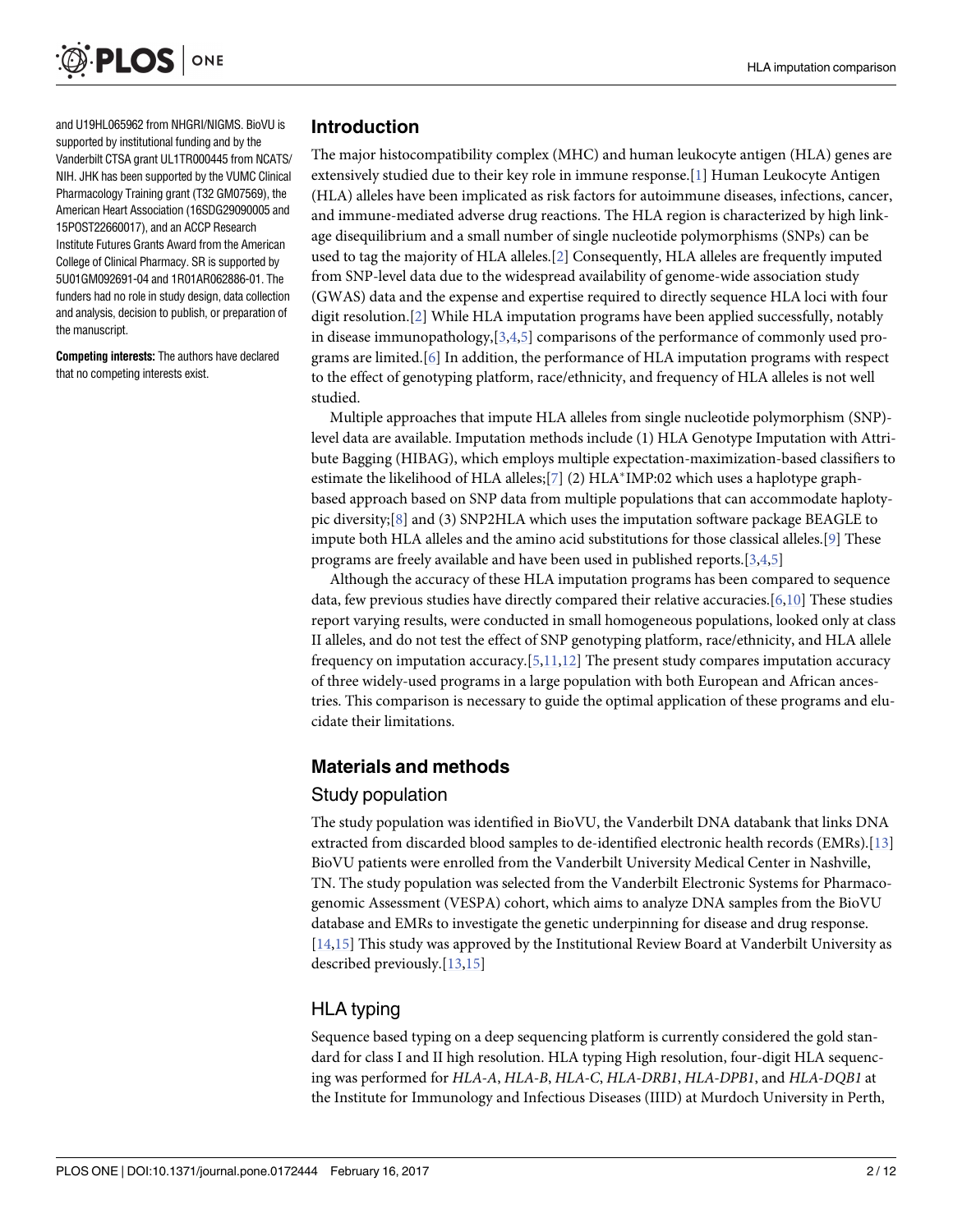and U19HL065962 from NHGRI/NIGMS. BioVU is supported by institutional funding and by the Vanderbilt CTSA grant UL1TR000445 from NCATS/NIH. JHK has been supported by the VUMC Clinical Pharmacology Training grant (T32 GM07569), the American Heart Association (16SDG29090005 and 15POST22660017), and an ACCP Research Institute Futures Grants Award from the American College of Clinical Pharmacy. SR is supported by 5U01GM092691-04 and 1R01AR062886-01. The funders had no role in study design, data collection and analysis, decision to publish, or preparation of the manuscript.

**Competing interests:** The authors have declared that no competing interests exist.

## Introduction

The major histocompatibility complex (MHC) and human leukocyte antigen (HLA) genes are extensively studied due to their key role in immune response.[1] Human Leukocyte Antigen (HLA) alleles have been implicated as risk factors for autoimmune diseases, infections, cancer, and immune-mediated adverse drug reactions. The HLA region is characterized by high linkage disequilibrium and a small number of single nucleotide polymorphisms (SNPs) can be used to tag the majority of HLA alleles.[2] Consequently, HLA alleles are frequently imputed from SNP-level data due to the widespread availability of genome-wide association study (GWAS) data and the expense and expertise required to directly sequence HLA loci with four digit resolution.[2] While HLA imputation programs have been applied successfully, notably in disease immunopathology,[3,4,5] comparisons of the performance of commonly used programs are limited.[6] In addition, the performance of HLA imputation programs with respect to the effect of genotyping platform, race/ethnicity, and frequency of HLA alleles is not well studied.

Multiple approaches that impute HLA alleles from single nucleotide polymorphism (SNP)-level data are available. Imputation methods include (1) HLA Genotype Imputation with Attribute Bagging (HIBAG), which employs multiple expectation-maximization-based classifiers to estimate the likelihood of HLA alleles;[7] (2) HLA*IMP:02 which uses a haplotype graph-based approach based on SNP data from multiple populations that can accommodate haplotypic diversity;[8] and (3) SNP2HLA which uses the imputation software package BEAGLE to impute both HLA alleles and the amino acid substitutions for those classical alleles.[9] These programs are freely available and have been used in published reports.[3,4,5]

Although the accuracy of these HLA imputation programs has been compared to sequence data, few previous studies have directly compared their relative accuracies.[6,10] These studies report varying results, were conducted in small homogeneous populations, looked only at class II alleles, and do not test the effect of SNP genotyping platform, race/ethnicity, and HLA allele frequency on imputation accuracy.[5,11,12] The present study compares imputation accuracy of three widely-used programs in a large population with both European and African ancestries. This comparison is necessary to guide the optimal application of these programs and elucidate their limitations.

## Materials and methods

### Study population

The study population was identified in BioVU, the Vanderbilt DNA databank that links DNA extracted from discarded blood samples to de-identified electronic health records (EMRs).[13] BioVU patients were enrolled from the Vanderbilt University Medical Center in Nashville, TN. The study population was selected from the Vanderbilt Electronic Systems for Pharmacogenomic Assessment (VESPA) cohort, which aims to analyze DNA samples from the BioVU database and EMRs to investigate the genetic underpinning for disease and drug response.[14,15] This study was approved by the Institutional Review Board at Vanderbilt University as described previously.[13,15]

### HLA typing

Sequence based typing on a deep sequencing platform is currently considered the gold standard for class I and II high resolution. HLA typing High resolution, four-digit HLA sequencing was performed for *HLA-A*, *HLA-B*, *HLA-C*, *HLA-DRB1*, *HLA-DPB1*, and *HLA-DQB1* at the Institute for Immunology and Infectious Diseases (IIID) at Murdoch University in Perth,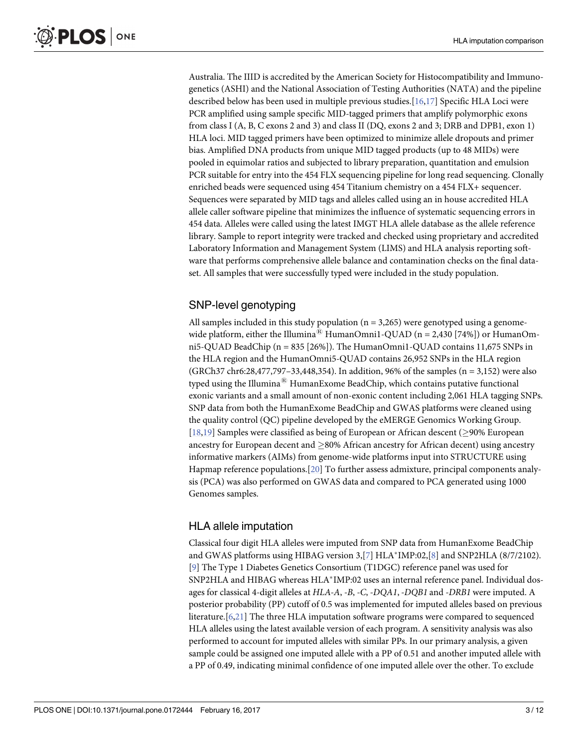Australia. The IIID is accredited by the American Society for Histocompatibility and Immunogenetics (ASHI) and the National Association of Testing Authorities (NATA) and the pipeline described below has been used in multiple previous studies.[16,17] Specific HLA Loci were PCR amplified using sample specific MID-tagged primers that amplify polymorphic exons from class I (A, B, C exons 2 and 3) and class II (DQ, exons 2 and 3; DRB and DPB1, exon 1) HLA loci. MID tagged primers have been optimized to minimize allele dropouts and primer bias. Amplified DNA products from unique MID tagged products (up to 48 MIDs) were pooled in equimolar ratios and subjected to library preparation, quantitation and emulsion PCR suitable for entry into the 454 FLX sequencing pipeline for long read sequencing. Clonally enriched beads were sequenced using 454 Titanium chemistry on a 454 FLX+ sequencer. Sequences were separated by MID tags and alleles called using an in house accredited HLA allele caller software pipeline that minimizes the influence of systematic sequencing errors in 454 data. Alleles were called using the latest IMGT HLA allele database as the allele reference library. Sample to report integrity were tracked and checked using proprietary and accredited Laboratory Information and Management System (LIMS) and HLA analysis reporting software that performs comprehensive allele balance and contamination checks on the final dataset. All samples that were successfully typed were included in the study population.

## SNP-level genotyping

All samples included in this study population (n = 3,265) were genotyped using a genome-wide platform, either the Illumina® HumanOmni1-QUAD (n = 2,430 [74%]) or HumanOmni5-QUAD BeadChip (n = 835 [26%]). The HumanOmni1-QUAD contains 11,675 SNPs in the HLA region and the HumanOmni5-QUAD contains 26,952 SNPs in the HLA region (GRCh37 chr6:28,477,797–33,448,354). In addition, 96% of the samples (n = 3,152) were also typed using the Illumina® HumanExome BeadChip, which contains putative functional exonic variants and a small amount of non-exonic content including 2,061 HLA tagging SNPs. SNP data from both the HumanExome BeadChip and GWAS platforms were cleaned using the quality control (QC) pipeline developed by the eMERGE Genomics Working Group.[18,19] Samples were classified as being of European or African descent ($\geq$90% European ancestry for European decent and $\geq$80% African ancestry for African decent) using ancestry informative markers (AIMs) from genome-wide platforms input into STRUCTURE using Hapmap reference populations.[20] To further assess admixture, principal components analysis (PCA) was also performed on GWAS data and compared to PCA generated using 1000 Genomes samples.

## HLA allele imputation

Classical four digit HLA alleles were imputed from SNP data from HumanExome BeadChip and GWAS platforms using HIBAG version 3,[7] HLA*IMP:02,[8] and SNP2HLA (8/7/2102).[9] The Type 1 Diabetes Genetics Consortium (T1DGC) reference panel was used for SNP2HLA and HIBAG whereas HLA*IMP:02 uses an internal reference panel. Individual dosages for classical 4-digit alleles at *HLA-A*, *-B*, *-C*, *-DQA1*, *-DQB1* and *-DRB1* were imputed. A posterior probability (PP) cutoff of 0.5 was implemented for imputed alleles based on previous literature.[6,21] The three HLA imputation software programs were compared to sequenced HLA alleles using the latest available version of each program. A sensitivity analysis was also performed to account for imputed alleles with similar PPs. In our primary analysis, a given sample could be assigned one imputed allele with a PP of 0.51 and another imputed allele with a PP of 0.49, indicating minimal confidence of one imputed allele over the other. To exclude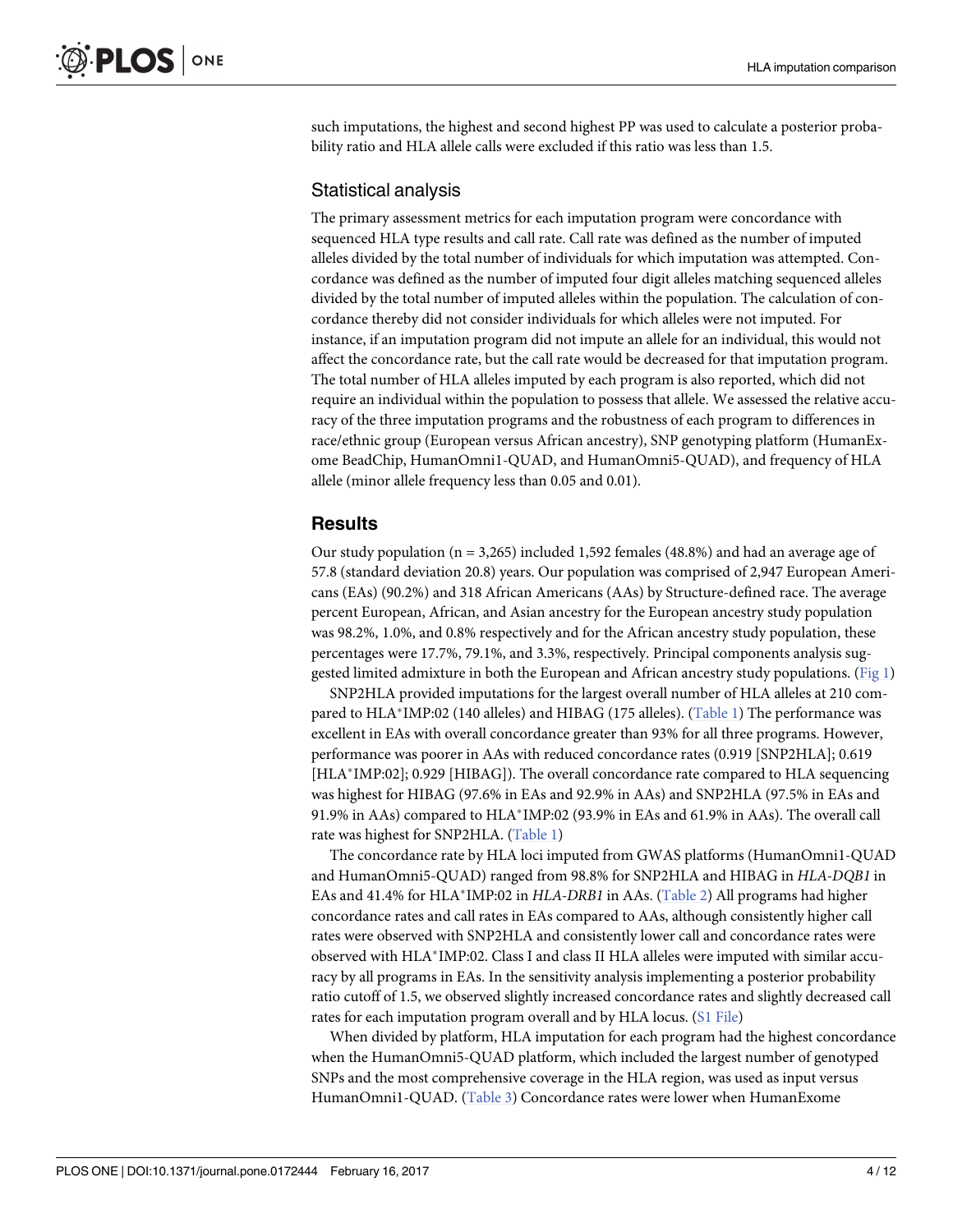such imputations, the highest and second highest PP was used to calculate a posterior probability ratio and HLA allele calls were excluded if this ratio was less than 1.5.

## Statistical analysis

The primary assessment metrics for each imputation program were concordance with sequenced HLA type results and call rate. Call rate was defined as the number of imputed alleles divided by the total number of individuals for which imputation was attempted. Concordance was defined as the number of imputed four digit alleles matching sequenced alleles divided by the total number of imputed alleles within the population. The calculation of concordance thereby did not consider individuals for which alleles were not imputed. For instance, if an imputation program did not impute an allele for an individual, this would not affect the concordance rate, but the call rate would be decreased for that imputation program. The total number of HLA alleles imputed by each program is also reported, which did not require an individual within the population to possess that allele. We assessed the relative accuracy of the three imputation programs and the robustness of each program to differences in race/ethnic group (European versus African ancestry), SNP genotyping platform (HumanExome BeadChip, HumanOmni1-QUAD, and HumanOmni5-QUAD), and frequency of HLA allele (minor allele frequency less than 0.05 and 0.01).

# Results

Our study population (n = 3,265) included 1,592 females (48.8%) and had an average age of 57.8 (standard deviation 20.8) years. Our population was comprised of 2,947 European Americans (EAs) (90.2%) and 318 African Americans (AAs) by Structure-defined race. The average percent European, African, and Asian ancestry for the European ancestry study population was 98.2%, 1.0%, and 0.8% respectively and for the African ancestry study population, these percentages were 17.7%, 79.1%, and 3.3%, respectively. Principal components analysis suggested limited admixture in both the European and African ancestry study populations. (Fig 1)

SNP2HLA provided imputations for the largest overall number of HLA alleles at 210 compared to HLA*IMP:02 (140 alleles) and HIBAG (175 alleles). (Table 1) The performance was excellent in EAs with overall concordance greater than 93% for all three programs. However, performance was poorer in AAs with reduced concordance rates (0.919 [SNP2HLA]; 0.619 [HLA*IMP:02]; 0.929 [HIBAG]). The overall concordance rate compared to HLA sequencing was highest for HIBAG (97.6% in EAs and 92.9% in AAs) and SNP2HLA (97.5% in EAs and 91.9% in AAs) compared to HLA*IMP:02 (93.9% in EAs and 61.9% in AAs). The overall call rate was highest for SNP2HLA. (Table 1)

The concordance rate by HLA loci imputed from GWAS platforms (HumanOmni1-QUAD and HumanOmni5-QUAD) ranged from 98.8% for SNP2HLA and HIBAG in *HLA-DQB1* in EAs and 41.4% for HLA*IMP:02 in *HLA-DRB1* in AAs. (Table 2) All programs had higher concordance rates and call rates in EAs compared to AAs, although consistently higher call rates were observed with SNP2HLA and consistently lower call and concordance rates were observed with HLA*IMP:02. Class I and class II HLA alleles were imputed with similar accuracy by all programs in EAs. In the sensitivity analysis implementing a posterior probability ratio cutoff of 1.5, we observed slightly increased concordance rates and slightly decreased call rates for each imputation program overall and by HLA locus. (S1 File)

When divided by platform, HLA imputation for each program had the highest concordance when the HumanOmni5-QUAD platform, which included the largest number of genotyped SNPs and the most comprehensive coverage in the HLA region, was used as input versus HumanOmni1-QUAD. (Table 3) Concordance rates were lower when HumanExome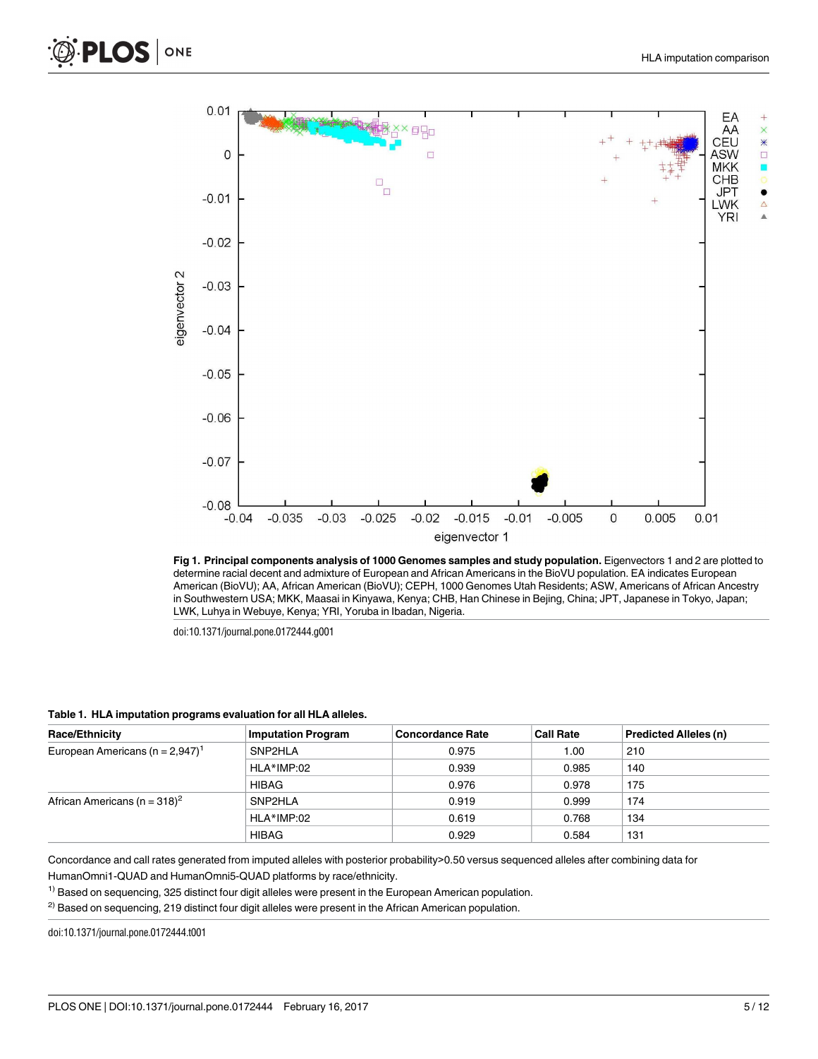**Fig 1. Principal components analysis of 1000 Genomes samples and study population.** Eigenvectors 1 and 2 are plotted to determine racial decent and admixture of European and African Americans in the BioVU population. EA indicates European American (BioVU); AA, African American (BioVU); CEPH, 1000 Genomes Utah Residents; ASW, Americans of African Ancestry in Southwestern USA; MKK, Maasai in Kinyawa, Kenya; CHB, Han Chinese in Bejing, China; JPT, Japanese in Tokyo, Japan; LWK, Luhya in Webuye, Kenya; YRI, Yoruba in Ibadan, Nigeria.

doi:10.1371/journal.pone.0172444.g001

**Table 1. HLA imputation programs evaluation for all HLA alleles.**

| Race/Ethnicity | Imputation Program | Concordance Rate | Call Rate | Predicted Alleles (n) |
|---|---|---|---|---|
| European Americans (n = 2,947)[1] | SNP2HLA | 0.975 | 1.00 | 210 |
| | HLA*IMP:02 | 0.939 | 0.985 | 140 |
| | HIBAG | 0.976 | 0.978 | 175 |
| African Americans (n = 318)[2] | SNP2HLA | 0.919 | 0.999 | 174 |
| | HLA*IMP:02 | 0.619 | 0.768 | 134 |
| | HIBAG | 0.929 | 0.584 | 131 |

Concordance and call rates generated from imputed alleles with posterior probability>0.50 versus sequenced alleles after combining data for HumanOmni1-QUAD and HumanOmni5-QUAD platforms by race/ethnicity.

[1] Based on sequencing, 325 distinct four digit alleles were present in the European American population.

[2] Based on sequencing, 219 distinct four digit alleles were present in the African American population.

doi:10.1371/journal.pone.0172444.t001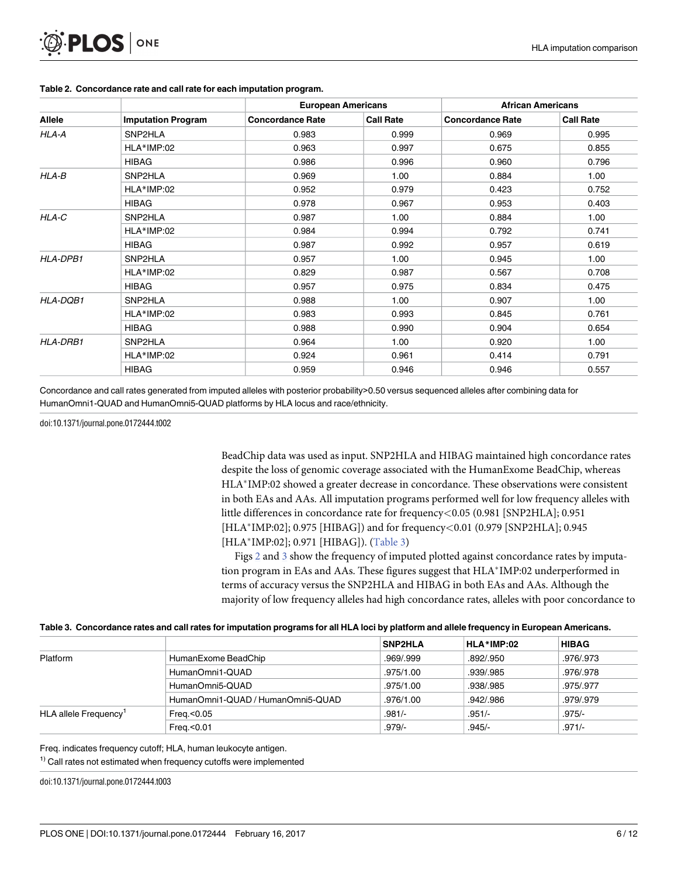**Table 2. Concordance rate and call rate for each imputation program.**

| Allele | Imputation Program | European Americans | | African Americans | |
|---|---|---|---|---|---|
| | | Concordance Rate | Call Rate | Concordance Rate | Call Rate |
| *HLA-A* | SNP2HLA | 0.983 | 0.999 | 0.969 | 0.995 |
| | HLA*IMP:02 | 0.963 | 0.997 | 0.675 | 0.855 |
| | HIBAG | 0.986 | 0.996 | 0.960 | 0.796 |
| *HLA-B* | SNP2HLA | 0.969 | 1.00 | 0.884 | 1.00 |
| | HLA*IMP:02 | 0.952 | 0.979 | 0.423 | 0.752 |
| | HIBAG | 0.978 | 0.967 | 0.953 | 0.403 |
| *HLA-C* | SNP2HLA | 0.987 | 1.00 | 0.884 | 1.00 |
| | HLA*IMP:02 | 0.984 | 0.994 | 0.792 | 0.741 |
| | HIBAG | 0.987 | 0.992 | 0.957 | 0.619 |
| *HLA-DPB1* | SNP2HLA | 0.957 | 1.00 | 0.945 | 1.00 |
| | HLA*IMP:02 | 0.829 | 0.987 | 0.567 | 0.708 |
| | HIBAG | 0.957 | 0.975 | 0.834 | 0.475 |
| *HLA-DQB1* | SNP2HLA | 0.988 | 1.00 | 0.907 | 1.00 |
| | HLA*IMP:02 | 0.983 | 0.993 | 0.845 | 0.761 |
| | HIBAG | 0.988 | 0.990 | 0.904 | 0.654 |
| *HLA-DRB1* | SNP2HLA | 0.964 | 1.00 | 0.920 | 1.00 |
| | HLA*IMP:02 | 0.924 | 0.961 | 0.414 | 0.791 |
| | HIBAG | 0.959 | 0.946 | 0.946 | 0.557 |

Concordance and call rates generated from imputed alleles with posterior probability>0.50 versus sequenced alleles after combining data for HumanOmni1-QUAD and HumanOmni5-QUAD platforms by HLA locus and race/ethnicity.

doi:10.1371/journal.pone.0172444.t002

BeadChip data was used as input. SNP2HLA and HIBAG maintained high concordance rates despite the loss of genomic coverage associated with the HumanExome BeadChip, whereas HLA*IMP:02 showed a greater decrease in concordance. These observations were consistent in both EAs and AAs. All imputation programs performed well for low frequency alleles with little differences in concordance rate for frequency<0.05 (0.981 [SNP2HLA]; 0.951 [HLA*IMP:02]; 0.975 [HIBAG]) and for frequency<0.01 (0.979 [SNP2HLA]; 0.945 [HLA*IMP:02]; 0.971 [HIBAG]). (Table 3)

Figs 2 and 3 show the frequency of imputed plotted against concordance rates by imputation program in EAs and AAs. These figures suggest that HLA*IMP:02 underperformed in terms of accuracy versus the SNP2HLA and HIBAG in both EAs and AAs. Although the majority of low frequency alleles had high concordance rates, alleles with poor concordance to

**Table 3. Concordance rates and call rates for imputation programs for all HLA loci by platform and allele frequency in European Americans.**

| | | SNP2HLA | HLA*IMP:02 | HIBAG |
|---|---|---|---|---|
| Platform | HumanExome BeadChip | .969/.999 | .892/.950 | .976/.973 |
| | HumanOmni1-QUAD | .975/1.00 | .939/.985 | .976/.978 |
| | HumanOmni5-QUAD | .975/1.00 | .938/.985 | .975/.977 |
| | HumanOmni1-QUAD / HumanOmni5-QUAD | .976/1.00 | .942/.986 | .979/.979 |
| HLA allele Frequency[1] | Freq.<0.05 | .981/- | .951/- | .975/- |
| | Freq.<0.01 | .979/- | .945/- | .971/- |

Freq. indicates frequency cutoff; HLA, human leukocyte antigen.

[1)] Call rates not estimated when frequency cutoffs were implemented

doi:10.1371/journal.pone.0172444.t003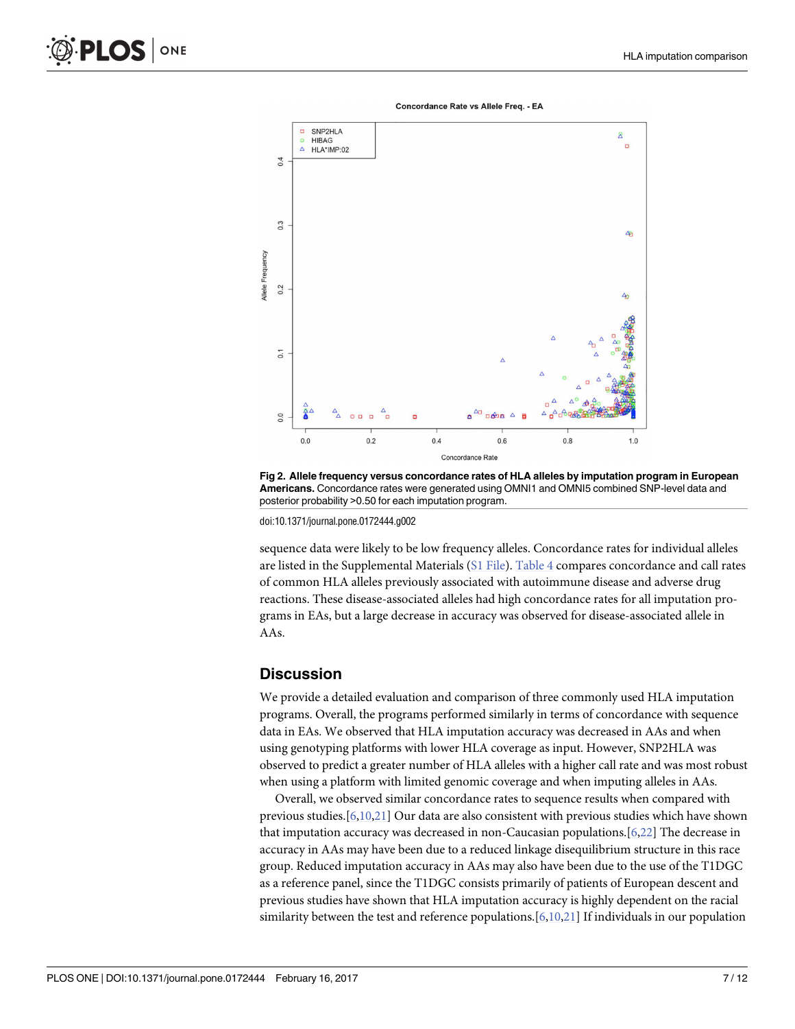Fig 2. Allele frequency versus concordance rates of HLA alleles by imputation program in European Americans. Concordance rates were generated using OMNI1 and OMNI5 combined SNP-level data and posterior probability >0.50 for each imputation program.

doi:10.1371/journal.pone.0172444.g002

sequence data were likely to be low frequency alleles. Concordance rates for individual alleles are listed in the Supplemental Materials (S1 File). Table 4 compares concordance and call rates of common HLA alleles previously associated with autoimmune disease and adverse drug reactions. These disease-associated alleles had high concordance rates for all imputation programs in EAs, but a large decrease in accuracy was observed for disease-associated allele in AAs.

## Discussion

We provide a detailed evaluation and comparison of three commonly used HLA imputation programs. Overall, the programs performed similarly in terms of concordance with sequence data in EAs. We observed that HLA imputation accuracy was decreased in AAs and when using genotyping platforms with lower HLA coverage as input. However, SNP2HLA was observed to predict a greater number of HLA alleles with a higher call rate and was most robust when using a platform with limited genomic coverage and when imputing alleles in AAs.

Overall, we observed similar concordance rates to sequence results when compared with previous studies.[6,10,21] Our data are also consistent with previous studies which have shown that imputation accuracy was decreased in non-Caucasian populations.[6,22] The decrease in accuracy in AAs may have been due to a reduced linkage disequilibrium structure in this race group. Reduced imputation accuracy in AAs may also have been due to the use of the T1DGC as a reference panel, since the T1DGC consists primarily of patients of European descent and previous studies have shown that HLA imputation accuracy is highly dependent on the racial similarity between the test and reference populations.[6,10,21] If individuals in our population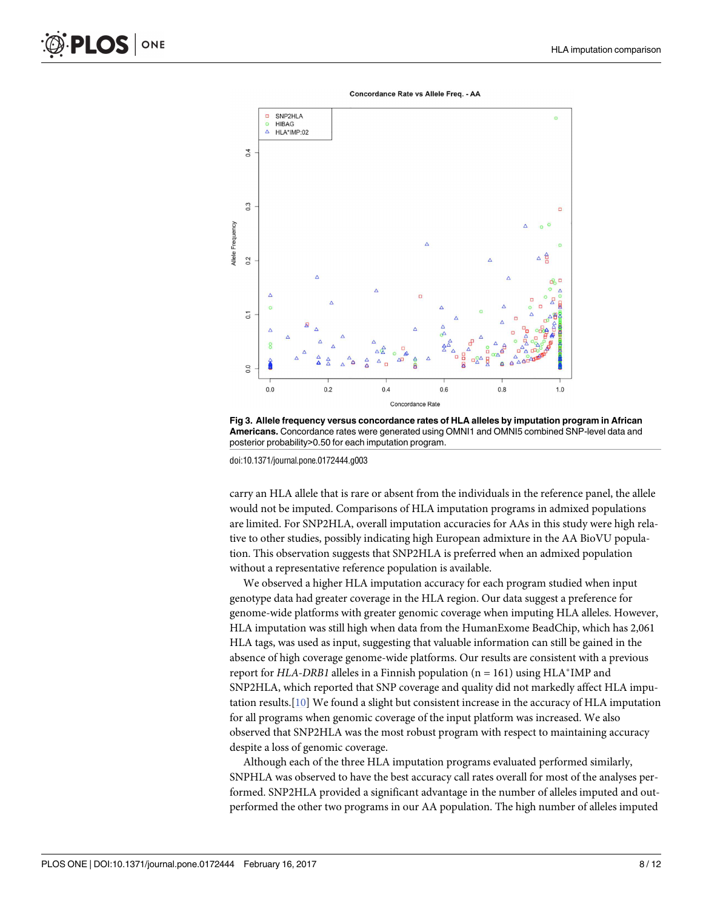**Fig 3. Allele frequency versus concordance rates of HLA alleles by imputation program in African Americans.** Concordance rates were generated using OMNI1 and OMNI5 combined SNP-level data and posterior probability>0.50 for each imputation program.

doi:10.1371/journal.pone.0172444.g003

carry an HLA allele that is rare or absent from the individuals in the reference panel, the allele would not be imputed. Comparisons of HLA imputation programs in admixed populations are limited. For SNP2HLA, overall imputation accuracies for AAs in this study were high relative to other studies, possibly indicating high European admixture in the AA BioVU population. This observation suggests that SNP2HLA is preferred when an admixed population without a representative reference population is available.

We observed a higher HLA imputation accuracy for each program studied when input genotype data had greater coverage in the HLA region. Our data suggest a preference for genome-wide platforms with greater genomic coverage when imputing HLA alleles. However, HLA imputation was still high when data from the HumanExome BeadChip, which has 2,061 HLA tags, was used as input, suggesting that valuable information can still be gained in the absence of high coverage genome-wide platforms. Our results are consistent with a previous report for *HLA-DRB1* alleles in a Finnish population (n = 161) using HLA*IMP and SNP2HLA, which reported that SNP coverage and quality did not markedly affect HLA imputation results.[10] We found a slight but consistent increase in the accuracy of HLA imputation for all programs when genomic coverage of the input platform was increased. We also observed that SNP2HLA was the most robust program with respect to maintaining accuracy despite a loss of genomic coverage.

Although each of the three HLA imputation programs evaluated performed similarly, SNPHLA was observed to have the best accuracy call rates overall for most of the analyses performed. SNP2HLA provided a significant advantage in the number of alleles imputed and outperformed the other two programs in our AA population. The high number of alleles imputed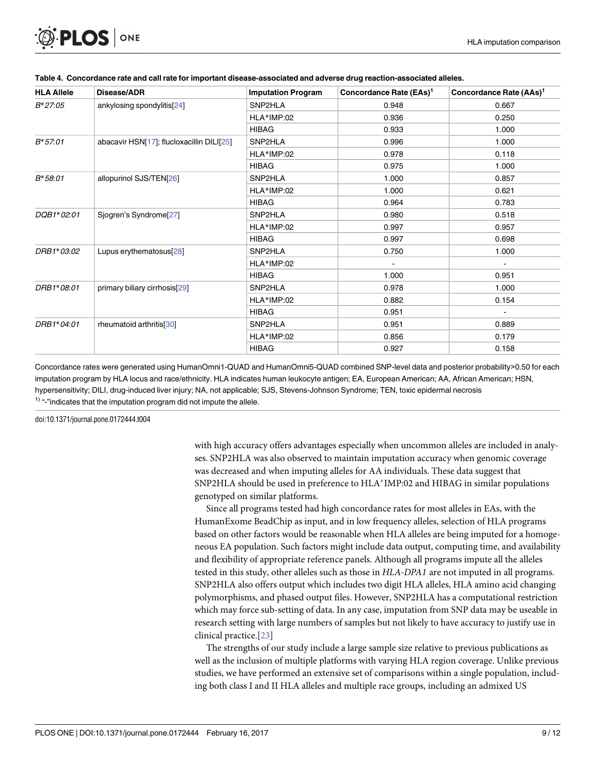**Table 4. Concordance rate and call rate for important disease-associated and adverse drug reaction-associated alleles.**

| HLA Allele | Disease/ADR | Imputation Program | Concordance Rate (EAs)[1] | Concordance Rate (AAs)[1] |
|---|---|---|---|---|
| *B*27:05* | ankylosing spondylitis[24] | SNP2HLA | 0.948 | 0.667 |
| | | HLA*IMP:02 | 0.936 | 0.250 |
| | | HIBAG | 0.933 | 1.000 |
| *B*57:01* | abacavir HSN[17]; flucloxacillin DILI[25] | SNP2HLA | 0.996 | 1.000 |
| | | HLA*IMP:02 | 0.978 | 0.118 |
| | | HIBAG | 0.975 | 1.000 |
| *B*58:01* | allopurinol SJS/TEN[26] | SNP2HLA | 1.000 | 0.857 |
| | | HLA*IMP:02 | 1.000 | 0.621 |
| | | HIBAG | 0.964 | 0.783 |
| *DQB1*02:01* | Sjogren's Syndrome[27] | SNP2HLA | 0.980 | 0.518 |
| | | HLA*IMP:02 | 0.997 | 0.957 |
| | | HIBAG | 0.997 | 0.698 |
| *DRB1*03:02* | Lupus erythematosus[28] | SNP2HLA | 0.750 | 1.000 |
| | | HLA*IMP:02 | - | - |
| | | HIBAG | 1.000 | 0.951 |
| *DRB1*08:01* | primary biliary cirrhosis[29] | SNP2HLA | 0.978 | 1.000 |
| | | HLA*IMP:02 | 0.882 | 0.154 |
| | | HIBAG | 0.951 | - |
| *DRB1*04:01* | rheumatoid arthritis[30] | SNP2HLA | 0.951 | 0.889 |
| | | HLA*IMP:02 | 0.856 | 0.179 |
| | | HIBAG | 0.927 | 0.158 |

Concordance rates were generated using HumanOmni1-QUAD and HumanOmni5-QUAD combined SNP-level data and posterior probability>0.50 for each imputation program by HLA locus and race/ethnicity. HLA indicates human leukocyte antigen; EA, European American; AA, African American; HSN, hypersensitivity; DILI, drug-induced liver injury; NA, not applicable; SJS, Stevens-Johnson Syndrome; TEN, toxic epidermal necrosis

[1] "-"indicates that the imputation program did not impute the allele.

doi:10.1371/journal.pone.0172444.t004

with high accuracy offers advantages especially when uncommon alleles are included in analyses. SNP2HLA was also observed to maintain imputation accuracy when genomic coverage was decreased and when imputing alleles for AA individuals. These data suggest that SNP2HLA should be used in preference to HLA*IMP:02 and HIBAG in similar populations genotyped on similar platforms.

Since all programs tested had high concordance rates for most alleles in EAs, with the HumanExome BeadChip as input, and in low frequency alleles, selection of HLA programs based on other factors would be reasonable when HLA alleles are being imputed for a homogeneous EA population. Such factors might include data output, computing time, and availability and flexibility of appropriate reference panels. Although all programs impute all the alleles tested in this study, other alleles such as those in *HLA-DPA1* are not imputed in all programs. SNP2HLA also offers output which includes two digit HLA alleles, HLA amino acid changing polymorphisms, and phased output files. However, SNP2HLA has a computational restriction which may force sub-setting of data. In any case, imputation from SNP data may be useable in research setting with large numbers of samples but not likely to have accuracy to justify use in clinical practice.[23]

The strengths of our study include a large sample size relative to previous publications as well as the inclusion of multiple platforms with varying HLA region coverage. Unlike previous studies, we have performed an extensive set of comparisons within a single population, including both class I and II HLA alleles and multiple race groups, including an admixed US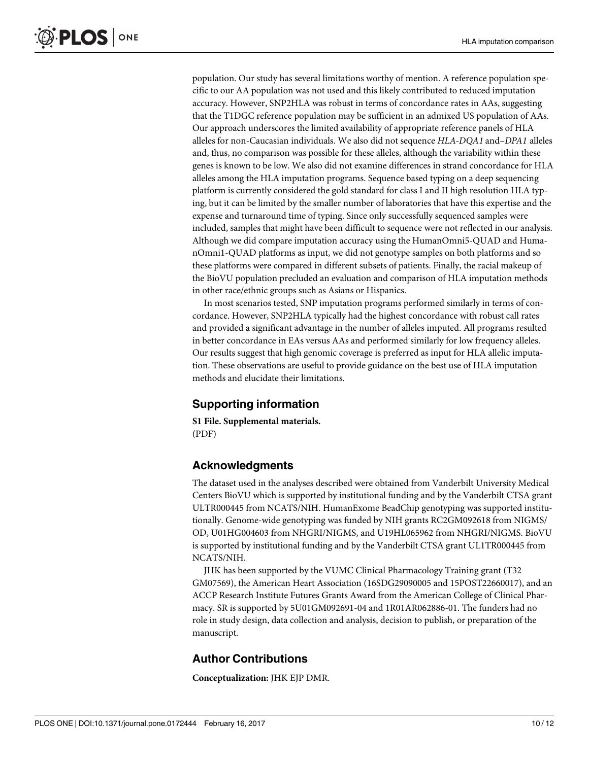population. Our study has several limitations worthy of mention. A reference population specific to our AA population was not used and this likely contributed to reduced imputation accuracy. However, SNP2HLA was robust in terms of concordance rates in AAs, suggesting that the T1DGC reference population may be sufficient in an admixed US population of AAs. Our approach underscores the limited availability of appropriate reference panels of HLA alleles for non-Caucasian individuals. We also did not sequence *HLA-DQA1* and–*DPA1* alleles and, thus, no comparison was possible for these alleles, although the variability within these genes is known to be low. We also did not examine differences in strand concordance for HLA alleles among the HLA imputation programs. Sequence based typing on a deep sequencing platform is currently considered the gold standard for class I and II high resolution HLA typing, but it can be limited by the smaller number of laboratories that have this expertise and the expense and turnaround time of typing. Since only successfully sequenced samples were included, samples that might have been difficult to sequence were not reflected in our analysis. Although we did compare imputation accuracy using the HumanOmni5-QUAD and HumanOmni1-QUAD platforms as input, we did not genotype samples on both platforms and so these platforms were compared in different subsets of patients. Finally, the racial makeup of the BioVU population precluded an evaluation and comparison of HLA imputation methods in other race/ethnic groups such as Asians or Hispanics.

In most scenarios tested, SNP imputation programs performed similarly in terms of concordance. However, SNP2HLA typically had the highest concordance with robust call rates and provided a significant advantage in the number of alleles imputed. All programs resulted in better concordance in EAs versus AAs and performed similarly for low frequency alleles. Our results suggest that high genomic coverage is preferred as input for HLA allelic imputation. These observations are useful to provide guidance on the best use of HLA imputation methods and elucidate their limitations.

## Supporting information

**S1 File. Supplemental materials.**
(PDF)

## Acknowledgments

The dataset used in the analyses described were obtained from Vanderbilt University Medical Centers BioVU which is supported by institutional funding and by the Vanderbilt CTSA grant ULTR000445 from NCATS/NIH. HumanExome BeadChip genotyping was supported institutionally. Genome-wide genotyping was funded by NIH grants RC2GM092618 from NIGMS/OD, U01HG004603 from NHGRI/NIGMS, and U19HL065962 from NHGRI/NIGMS. BioVU is supported by institutional funding and by the Vanderbilt CTSA grant UL1TR000445 from NCATS/NIH.

JHK has been supported by the VUMC Clinical Pharmacology Training grant (T32 GM07569), the American Heart Association (16SDG29090005 and 15POST22660017), and an ACCP Research Institute Futures Grants Award from the American College of Clinical Pharmacy. SR is supported by 5U01GM092691-04 and 1R01AR062886-01. The funders had no role in study design, data collection and analysis, decision to publish, or preparation of the manuscript.

## Author Contributions

**Conceptualization:** JHK EJP DMR.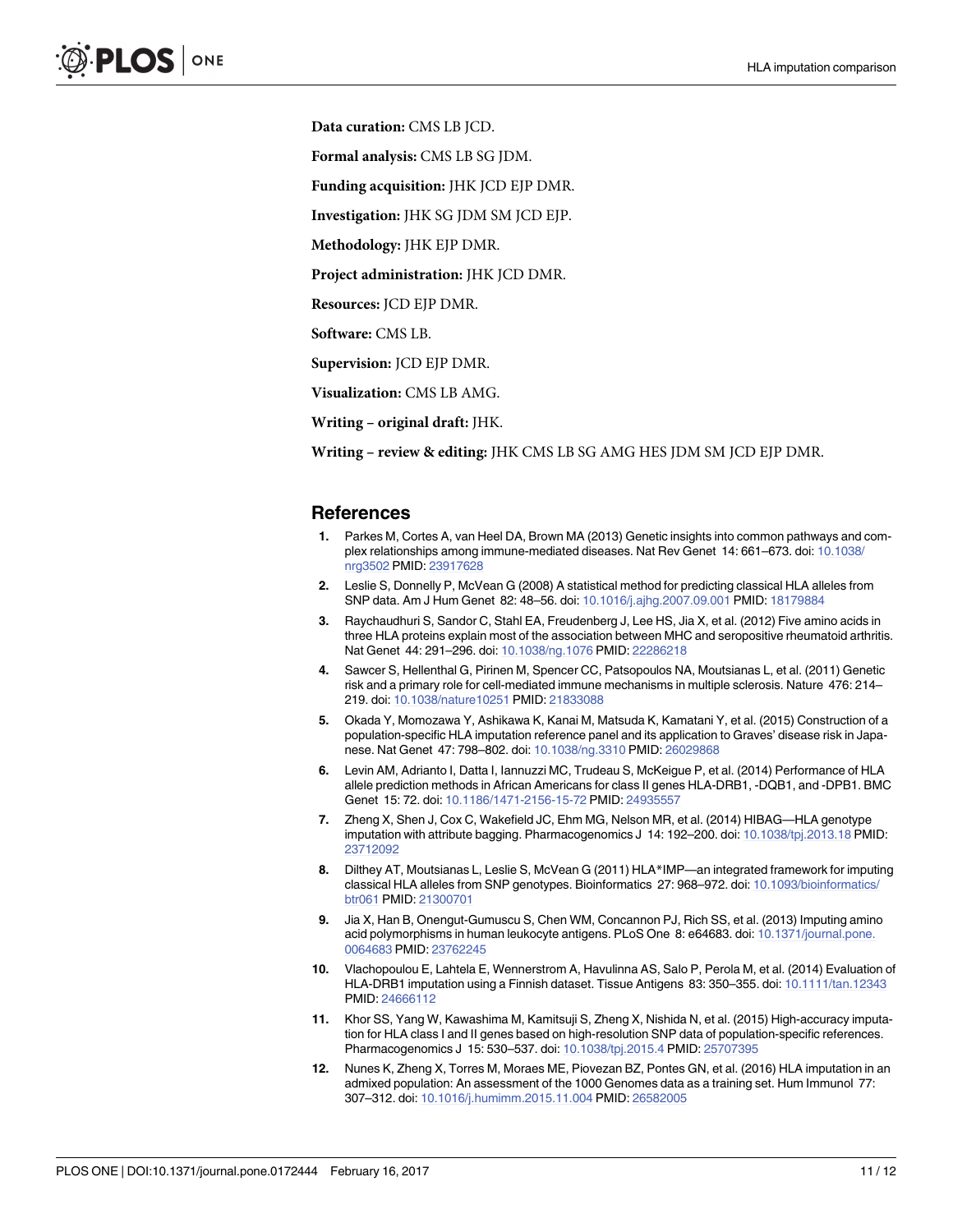**Data curation:** CMS LB JCD.

**Formal analysis:** CMS LB SG JDM.

**Funding acquisition:** JHK JCD EJP DMR.

**Investigation:** JHK SG JDM SM JCD EJP.

**Methodology:** JHK EJP DMR.

**Project administration:** JHK JCD DMR.

**Resources:** JCD EJP DMR.

**Software:** CMS LB.

**Supervision:** JCD EJP DMR.

**Visualization:** CMS LB AMG.

**Writing – original draft:** JHK.

**Writing – review & editing:** JHK CMS LB SG AMG HES JDM SM JCD EJP DMR.

## References

1. Parkes M, Cortes A, van Heel DA, Brown MA (2013) Genetic insights into common pathways and complex relationships among immune-mediated diseases. Nat Rev Genet 14: 661–673. doi: 10.1038/nrg3502 PMID: 23917628
2. Leslie S, Donnelly P, McVean G (2008) A statistical method for predicting classical HLA alleles from SNP data. Am J Hum Genet 82: 48–56. doi: 10.1016/j.ajhg.2007.09.001 PMID: 18179884
3. Raychaudhuri S, Sandor C, Stahl EA, Freudenberg J, Lee HS, Jia X, et al. (2012) Five amino acids in three HLA proteins explain most of the association between MHC and seropositive rheumatoid arthritis. Nat Genet 44: 291–296. doi: 10.1038/ng.1076 PMID: 22286218
4. Sawcer S, Hellenthal G, Pirinen M, Spencer CC, Patsopoulos NA, Moutsianas L, et al. (2011) Genetic risk and a primary role for cell-mediated immune mechanisms in multiple sclerosis. Nature 476: 214–219. doi: 10.1038/nature10251 PMID: 21833088
5. Okada Y, Momozawa Y, Ashikawa K, Kanai M, Matsuda K, Kamatani Y, et al. (2015) Construction of a population-specific HLA imputation reference panel and its application to Graves' disease risk in Japanese. Nat Genet 47: 798–802. doi: 10.1038/ng.3310 PMID: 26029868
6. Levin AM, Adrianto I, Datta I, Iannuzzi MC, Trudeau S, McKeigue P, et al. (2014) Performance of HLA allele prediction methods in African Americans for class II genes HLA-DRB1, -DQB1, and -DPB1. BMC Genet 15: 72. doi: 10.1186/1471-2156-15-72 PMID: 24935557
7. Zheng X, Shen J, Cox C, Wakefield JC, Ehm MG, Nelson MR, et al. (2014) HIBAG—HLA genotype imputation with attribute bagging. Pharmacogenomics J 14: 192–200. doi: 10.1038/tpj.2013.18 PMID: 23712092
8. Dilthey AT, Moutsianas L, Leslie S, McVean G (2011) HLA*IMP—an integrated framework for imputing classical HLA alleles from SNP genotypes. Bioinformatics 27: 968–972. doi: 10.1093/bioinformatics/btr061 PMID: 21300701
9. Jia X, Han B, Onengut-Gumuscu S, Chen WM, Concannon PJ, Rich SS, et al. (2013) Imputing amino acid polymorphisms in human leukocyte antigens. PLoS One 8: e64683. doi: 10.1371/journal.pone.0064683 PMID: 23762245
10. Vlachopoulou E, Lahtela E, Wennerstrom A, Havulinna AS, Salo P, Perola M, et al. (2014) Evaluation of HLA-DRB1 imputation using a Finnish dataset. Tissue Antigens 83: 350–355. doi: 10.1111/tan.12343 PMID: 24666112
11. Khor SS, Yang W, Kawashima M, Kamitsuji S, Zheng X, Nishida N, et al. (2015) High-accuracy imputation for HLA class I and II genes based on high-resolution SNP data of population-specific references. Pharmacogenomics J 15: 530–537. doi: 10.1038/tpj.2015.4 PMID: 25707395
12. Nunes K, Zheng X, Torres M, Moraes ME, Piovezan BZ, Pontes GN, et al. (2016) HLA imputation in an admixed population: An assessment of the 1000 Genomes data as a training set. Hum Immunol 77: 307–312. doi: 10.1016/j.humimm.2015.11.004 PMID: 26582005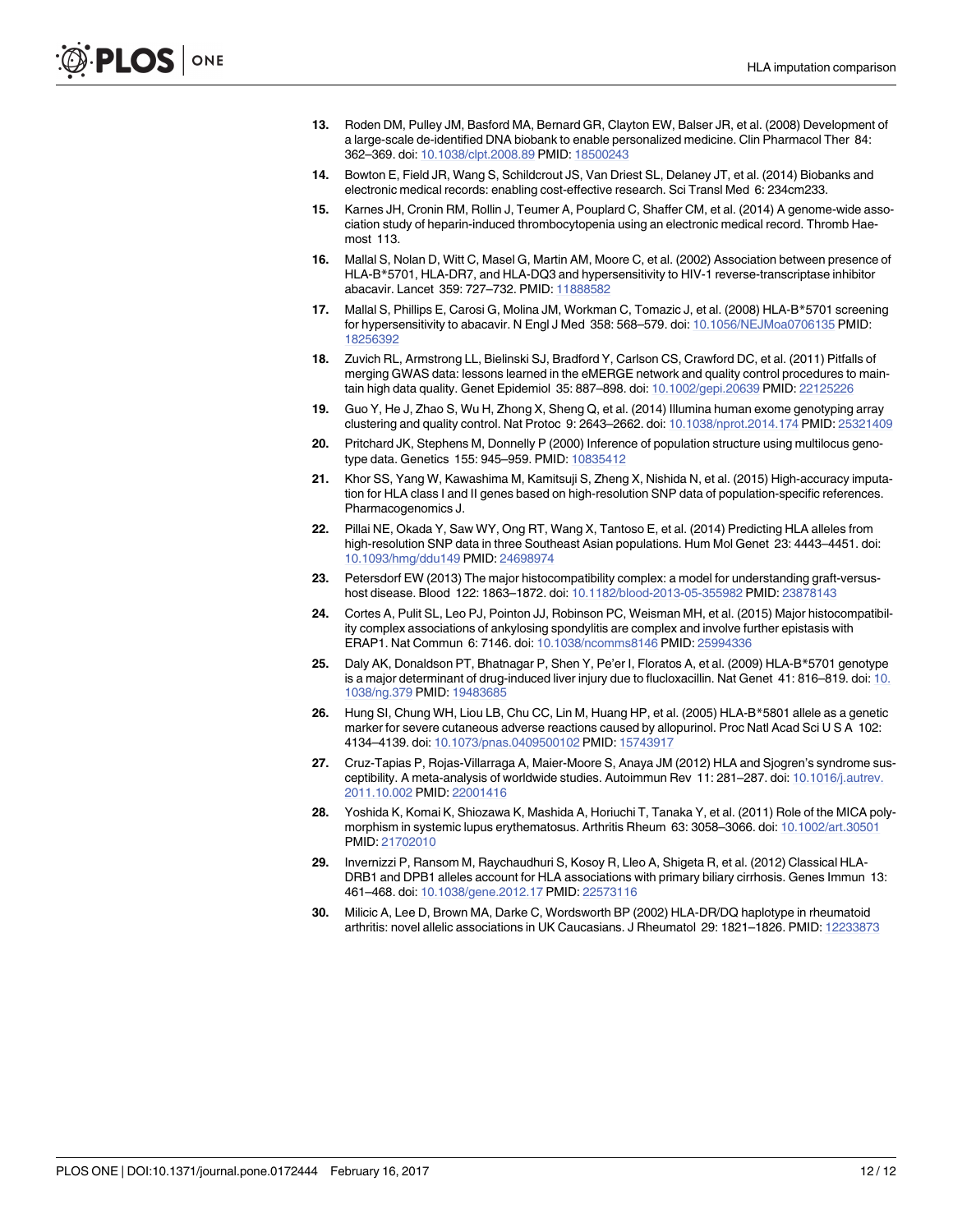13. Roden DM, Pulley JM, Basford MA, Bernard GR, Clayton EW, Balser JR, et al. (2008) Development of a large-scale de-identified DNA biobank to enable personalized medicine. Clin Pharmacol Ther 84: 362–369. doi: 10.1038/clpt.2008.89 PMID: 18500243

14. Bowton E, Field JR, Wang S, Schildcrout JS, Van Driest SL, Delaney JT, et al. (2014) Biobanks and electronic medical records: enabling cost-effective research. Sci Transl Med 6: 234cm233.

15. Karnes JH, Cronin RM, Rollin J, Teumer A, Pouplard C, Shaffer CM, et al. (2014) A genome-wide association study of heparin-induced thrombocytopenia using an electronic medical record. Thromb Haemost 113.

16. Mallal S, Nolan D, Witt C, Masel G, Martin AM, Moore C, et al. (2002) Association between presence of HLA-B*5701, HLA-DR7, and HLA-DQ3 and hypersensitivity to HIV-1 reverse-transcriptase inhibitor abacavir. Lancet 359: 727–732. PMID: 11888582

17. Mallal S, Phillips E, Carosi G, Molina JM, Workman C, Tomazic J, et al. (2008) HLA-B*5701 screening for hypersensitivity to abacavir. N Engl J Med 358: 568–579. doi: 10.1056/NEJMoa0706135 PMID: 18256392

18. Zuvich RL, Armstrong LL, Bielinski SJ, Bradford Y, Carlson CS, Crawford DC, et al. (2011) Pitfalls of merging GWAS data: lessons learned in the eMERGE network and quality control procedures to maintain high data quality. Genet Epidemiol 35: 887–898. doi: 10.1002/gepi.20639 PMID: 22125226

19. Guo Y, He J, Zhao S, Wu H, Zhong X, Sheng Q, et al. (2014) Illumina human exome genotyping array clustering and quality control. Nat Protoc 9: 2643–2662. doi: 10.1038/nprot.2014.174 PMID: 25321409

20. Pritchard JK, Stephens M, Donnelly P (2000) Inference of population structure using multilocus genotype data. Genetics 155: 945–959. PMID: 10835412

21. Khor SS, Yang W, Kawashima M, Kamitsuji S, Zheng X, Nishida N, et al. (2015) High-accuracy imputation for HLA class I and II genes based on high-resolution SNP data of population-specific references. Pharmacogenomics J.

22. Pillai NE, Okada Y, Saw WY, Ong RT, Wang X, Tantoso E, et al. (2014) Predicting HLA alleles from high-resolution SNP data in three Southeast Asian populations. Hum Mol Genet 23: 4443–4451. doi: 10.1093/hmg/ddu149 PMID: 24698974

23. Petersdorf EW (2013) The major histocompatibility complex: a model for understanding graft-versus-host disease. Blood 122: 1863–1872. doi: 10.1182/blood-2013-05-355982 PMID: 23878143

24. Cortes A, Pulit SL, Leo PJ, Pointon JJ, Robinson PC, Weisman MH, et al. (2015) Major histocompatibility complex associations of ankylosing spondylitis are complex and involve further epistasis with ERAP1. Nat Commun 6: 7146. doi: 10.1038/ncomms8146 PMID: 25994336

25. Daly AK, Donaldson PT, Bhatnagar P, Shen Y, Pe'er I, Floratos A, et al. (2009) HLA-B*5701 genotype is a major determinant of drug-induced liver injury due to flucloxacillin. Nat Genet 41: 816–819. doi: 10.1038/ng.379 PMID: 19483685

26. Hung SI, Chung WH, Liou LB, Chu CC, Lin M, Huang HP, et al. (2005) HLA-B*5801 allele as a genetic marker for severe cutaneous adverse reactions caused by allopurinol. Proc Natl Acad Sci U S A 102: 4134–4139. doi: 10.1073/pnas.0409500102 PMID: 15743917

27. Cruz-Tapias P, Rojas-Villarraga A, Maier-Moore S, Anaya JM (2012) HLA and Sjogren's syndrome susceptibility. A meta-analysis of worldwide studies. Autoimmun Rev 11: 281–287. doi: 10.1016/j.autrev.2011.10.002 PMID: 22001416

28. Yoshida K, Komai K, Shiozawa K, Mashida A, Horiuchi T, Tanaka Y, et al. (2011) Role of the MICA polymorphism in systemic lupus erythematosus. Arthritis Rheum 63: 3058–3066. doi: 10.1002/art.30501 PMID: 21702010

29. Invernizzi P, Ransom M, Raychaudhuri S, Kosoy R, Lleo A, Shigeta R, et al. (2012) Classical HLA-DRB1 and DPB1 alleles account for HLA associations with primary biliary cirrhosis. Genes Immun 13: 461–468. doi: 10.1038/gene.2012.17 PMID: 22573116

30. Milicic A, Lee D, Brown MA, Darke C, Wordsworth BP (2002) HLA-DR/DQ haplotype in rheumatoid arthritis: novel allelic associations in UK Caucasians. J Rheumatol 29: 1821–1826. PMID: 12233873